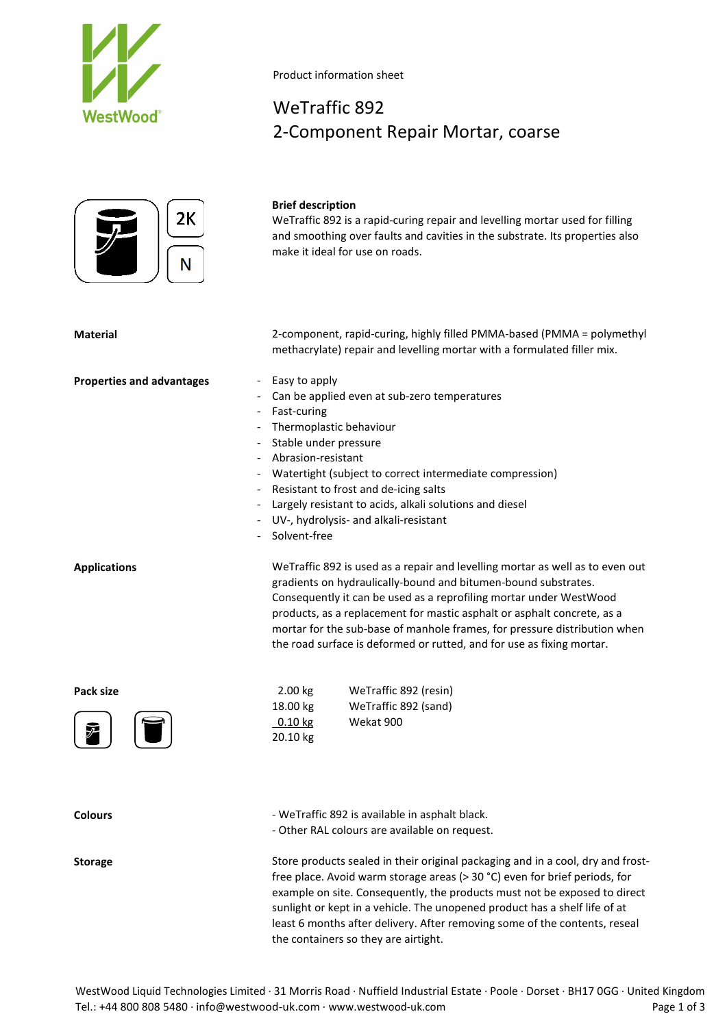Product information sheet

# WeTraffic 892
## 2-Component Repair Mortar, coarse

2K

N

**Brief description**
WeTraffic 892 is a rapid-curing repair and levelling mortar used for filling and smoothing over faults and cavities in the substrate. Its properties also make it ideal for use on roads.

**Material**

2-component, rapid-curing, highly filled PMMA-based (PMMA = polymethyl methacrylate) repair and levelling mortar with a formulated filler mix.

**Properties and advantages**

- Easy to apply
- Can be applied even at sub-zero temperatures
- Fast-curing
- Thermoplastic behaviour
- Stable under pressure
- Abrasion-resistant
- Watertight (subject to correct intermediate compression)
- Resistant to frost and de-icing salts
- Largely resistant to acids, alkali solutions and diesel
- UV-, hydrolysis- and alkali-resistant
- Solvent-free

**Applications**

WeTraffic 892 is used as a repair and levelling mortar as well as to even out gradients on hydraulically-bound and bitumen-bound substrates. Consequently it can be used as a reprofiling mortar under WestWood products, as a replacement for mastic asphalt or asphalt concrete, as a mortar for the sub-base of manhole frames, for pressure distribution when the road surface is deformed or rutted, and for use as fixing mortar.

**Pack size**

| | |
|---|---|
| 2.00 kg | WeTraffic 892 (resin) |
| 18.00 kg | WeTraffic 892 (sand) |
| 0.10 kg | Wekat 900 |
| 20.10 kg | |

**Colours**

- WeTraffic 892 is available in asphalt black.
- Other RAL colours are available on request.

**Storage**

Store products sealed in their original packaging and in a cool, dry and frost-free place. Avoid warm storage areas (> 30 °C) even for brief periods, for example on site. Consequently, the products must not be exposed to direct sunlight or kept in a vehicle. The unopened product has a shelf life of at least 6 months after delivery. After removing some of the contents, reseal the containers so they are airtight.

WestWood Liquid Technologies Limited · 31 Morris Road · Nuffield Industrial Estate · Poole · Dorset · BH17 0GG · United Kingdom
Tel.: +44 800 808 5480 · info@westwood-uk.com · www.westwood-uk.com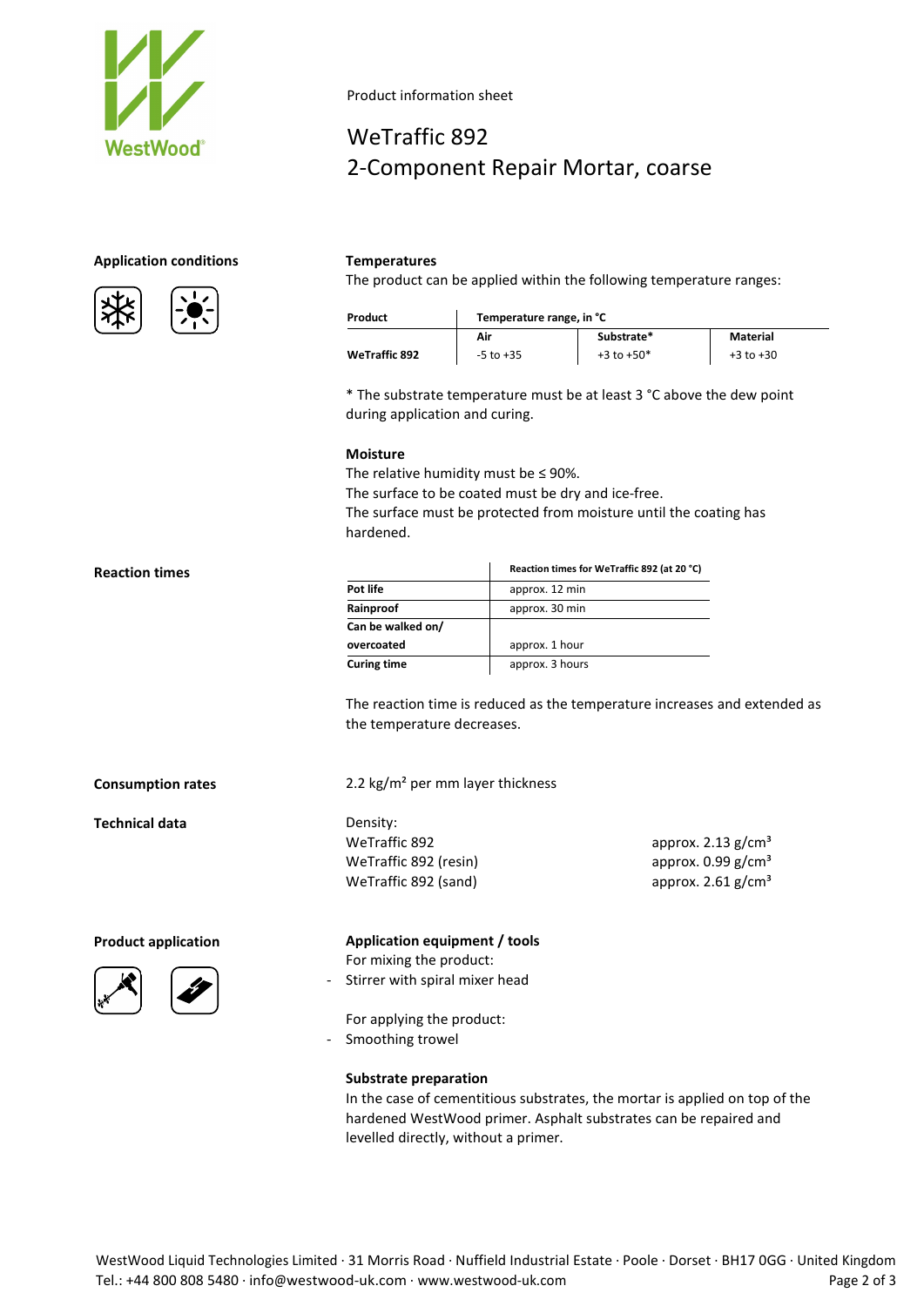Product information sheet

# WeTraffic 892
## 2-Component Repair Mortar, coarse

## Application conditions

### Temperatures

The product can be applied within the following temperature ranges:

| Product | Temperature range, in °C | | |
|---|---|---|---|
| | Air | Substrate* | Material |
| WeTraffic 892 | -5 to +35 | +3 to +50* | +3 to +30 |

* The substrate temperature must be at least 3 °C above the dew point during application and curing.

### Moisture

The relative humidity must be ≤ 90%.
The surface to be coated must be dry and ice-free.
The surface must be protected from moisture until the coating has hardened.

## Reaction times

| | Reaction times for WeTraffic 892 (at 20 °C) |
|---|---|
| Pot life | approx. 12 min |
| Rainproof | approx. 30 min |
| Can be walked on/ overcoated | approx. 1 hour |
| Curing time | approx. 3 hours |

The reaction time is reduced as the temperature increases and extended as the temperature decreases.

## Consumption rates

2.2 kg/m² per mm layer thickness

## Technical data

Density:

| | |
|---|---|
| WeTraffic 892 | approx. 2.13 g/cm³ |
| WeTraffic 892 (resin) | approx. 0.99 g/cm³ |
| WeTraffic 892 (sand) | approx. 2.61 g/cm³ |

## Product application

### Application equipment / tools

For mixing the product:

- Stirrer with spiral mixer head

For applying the product:

- Smoothing trowel

### Substrate preparation

In the case of cementitious substrates, the mortar is applied on top of the hardened WestWood primer. Asphalt substrates can be repaired and levelled directly, without a primer.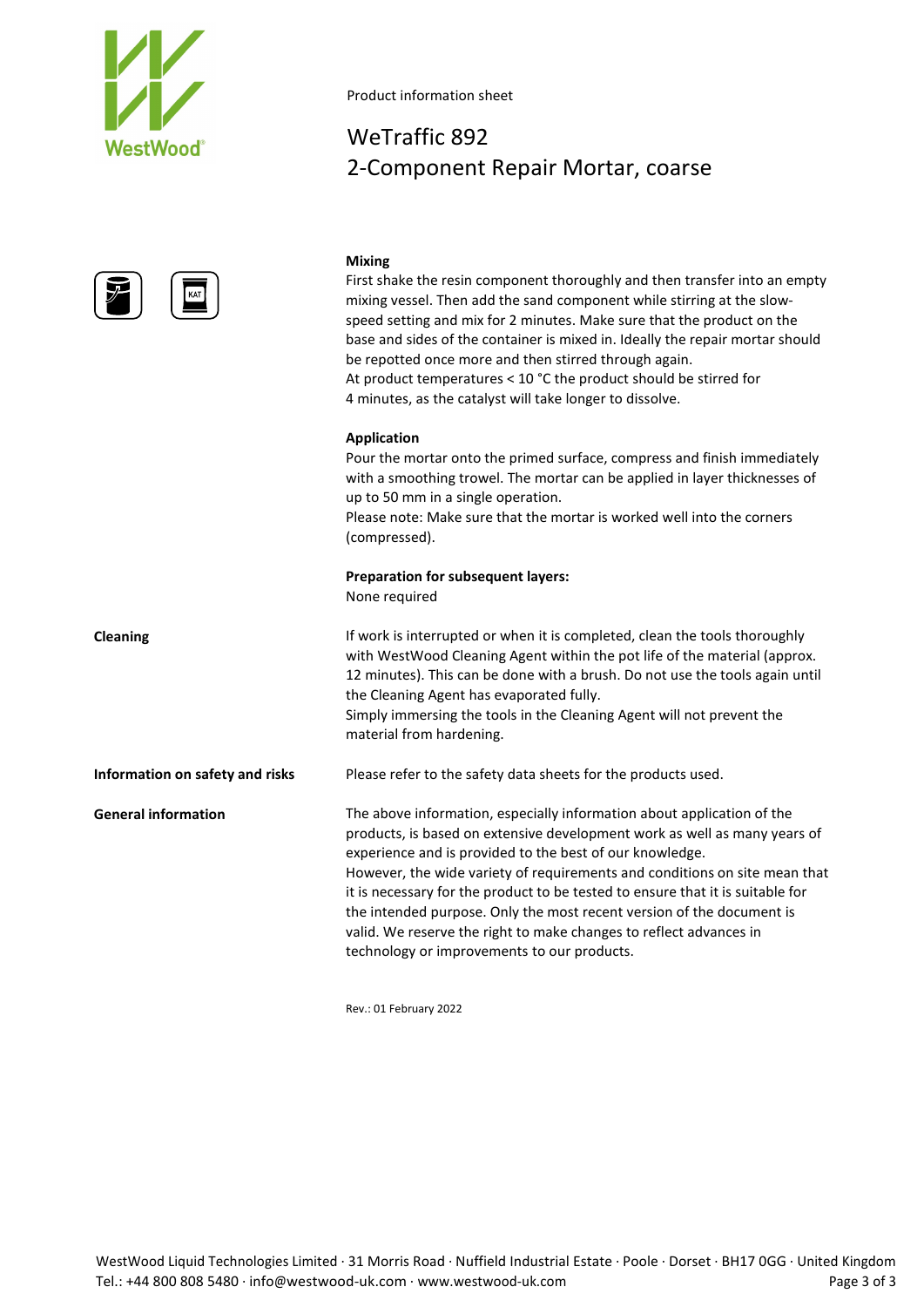Product information sheet

# WeTraffic 892
## 2-Component Repair Mortar, coarse

### Mixing

First shake the resin component thoroughly and then transfer into an empty mixing vessel. Then add the sand component while stirring at the slow-speed setting and mix for 2 minutes. Make sure that the product on the base and sides of the container is mixed in. Ideally the repair mortar should be repotted once more and then stirred through again.
At product temperatures < 10 °C the product should be stirred for 4 minutes, as the catalyst will take longer to dissolve.

### Application

Pour the mortar onto the primed surface, compress and finish immediately with a smoothing trowel. The mortar can be applied in layer thicknesses of up to 50 mm in a single operation.
Please note: Make sure that the mortar is worked well into the corners (compressed).

### Preparation for subsequent layers:

None required

### Cleaning

If work is interrupted or when it is completed, clean the tools thoroughly with WestWood Cleaning Agent within the pot life of the material (approx. 12 minutes). This can be done with a brush. Do not use the tools again until the Cleaning Agent has evaporated fully.
Simply immersing the tools in the Cleaning Agent will not prevent the material from hardening.

### Information on safety and risks

Please refer to the safety data sheets for the products used.

### General information

The above information, especially information about application of the products, is based on extensive development work as well as many years of experience and is provided to the best of our knowledge.
However, the wide variety of requirements and conditions on site mean that it is necessary for the product to be tested to ensure that it is suitable for the intended purpose. Only the most recent version of the document is valid. We reserve the right to make changes to reflect advances in technology or improvements to our products.

Rev.: 01 February 2022

WestWood Liquid Technologies Limited · 31 Morris Road · Nuffield Industrial Estate · Poole · Dorset · BH17 0GG · United Kingdom
Tel.: +44 800 808 5480 · info@westwood-uk.com · www.westwood-uk.com